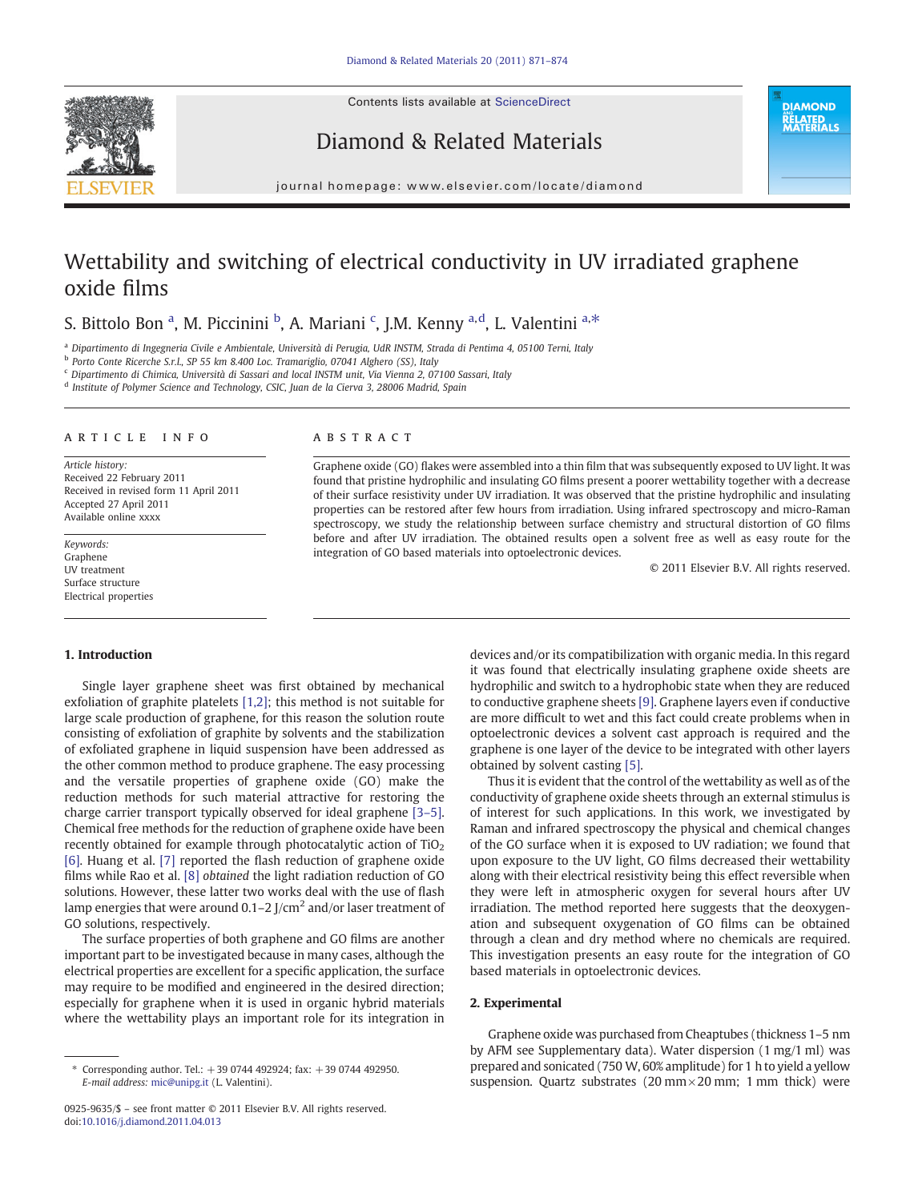# Wettability and switching of electrical conductivity in UV irradiated graphene oxide films

S. Bittolo Bon [a], M. Piccinini [b], A. Mariani [c], J.M. Kenny [a,d], L. Valentini [a,*]

[a] Dipartimento di Ingegneria Civile e Ambientale, Università di Perugia, UdR INSTM, Strada di Pentima 4, 05100 Terni, Italy
[b] Porto Conte Ricerche S.r.l., SP 55 km 8.400 Loc. Tramariglio, 07041 Alghero (SS), Italy
[c] Dipartimento di Chimica, Università di Sassari and local INSTM unit, Via Vienna 2, 07100 Sassari, Italy
[d] Institute of Polymer Science and Technology, CSIC, Juan de la Cierva 3, 28006 Madrid, Spain

## ARTICLE INFO

*Article history:*
Received 22 February 2011
Received in revised form 11 April 2011
Accepted 27 April 2011
Available online xxxx

*Keywords:*
Graphene
UV treatment
Surface structure
Electrical properties

## ABSTRACT

Graphene oxide (GO) flakes were assembled into a thin film that was subsequently exposed to UV light. It was found that pristine hydrophilic and insulating GO films present a poorer wettability together with a decrease of their surface resistivity under UV irradiation. It was observed that the pristine hydrophilic and insulating properties can be restored after few hours from irradiation. Using infrared spectroscopy and micro-Raman spectroscopy, we study the relationship between surface chemistry and structural distortion of GO films before and after UV irradiation. The obtained results open a solvent free as well as easy route for the integration of GO based materials into optoelectronic devices.

© 2011 Elsevier B.V. All rights reserved.

## 1. Introduction

Single layer graphene sheet was first obtained by mechanical exfoliation of graphite platelets [1,2]; this method is not suitable for large scale production of graphene, for this reason the solution route consisting of exfoliation of graphite by solvents and the stabilization of exfoliated graphene in liquid suspension have been addressed as the other common method to produce graphene. The easy processing and the versatile properties of graphene oxide (GO) make the reduction methods for such material attractive for restoring the charge carrier transport typically observed for ideal graphene [3–5]. Chemical free methods for the reduction of graphene oxide have been recently obtained for example through photocatalytic action of $TiO_2$ [6]. Huang et al. [7] reported the flash reduction of graphene oxide films while Rao et al. [8] *obtained* the light radiation reduction of GO solutions. However, these latter two works deal with the use of flash lamp energies that were around 0.1–2 J/cm$^2$ and/or laser treatment of GO solutions, respectively.

The surface properties of both graphene and GO films are another important part to be investigated because in many cases, although the electrical properties are excellent for a specific application, the surface may require to be modified and engineered in the desired direction; especially for graphene when it is used in organic hybrid materials where the wettability plays an important role for its integration in devices and/or its compatibilization with organic media. In this regard it was found that electrically insulating graphene oxide sheets are hydrophilic and switch to a hydrophobic state when they are reduced to conductive graphene sheets [9]. Graphene layers even if conductive are more difficult to wet and this fact could create problems when in optoelectronic devices a solvent cast approach is required and the graphene is one layer of the device to be integrated with other layers obtained by solvent casting [5].

Thus it is evident that the control of the wettability as well as of the conductivity of graphene oxide sheets through an external stimulus is of interest for such applications. In this work, we investigated by Raman and infrared spectroscopy the physical and chemical changes of the GO surface when it is exposed to UV radiation; we found that upon exposure to the UV light, GO films decreased their wettability along with their electrical resistivity being this effect reversible when they were left in atmospheric oxygen for several hours after UV irradiation. The method reported here suggests that the deoxygenation and subsequent oxygenation of GO films can be obtained through a clean and dry method where no chemicals are required. This investigation presents an easy route for the integration of GO based materials in optoelectronic devices.

## 2. Experimental

Graphene oxide was purchased from Cheaptubes (thickness 1–5 nm by AFM see Supplementary data). Water dispersion (1 mg/1 ml) was prepared and sonicated (750 W, 60% amplitude) for 1 h to yield a yellow suspension. Quartz substrates (20 mm × 20 mm; 1 mm thick) were

* Corresponding author. Tel.: +39 0744 492924; fax: +39 0744 492950.
*E-mail address:* mic@unipg.it (L. Valentini).

0925-9635/$ – see front matter © 2011 Elsevier B.V. All rights reserved.
doi:10.1016/j.diamond.2011.04.013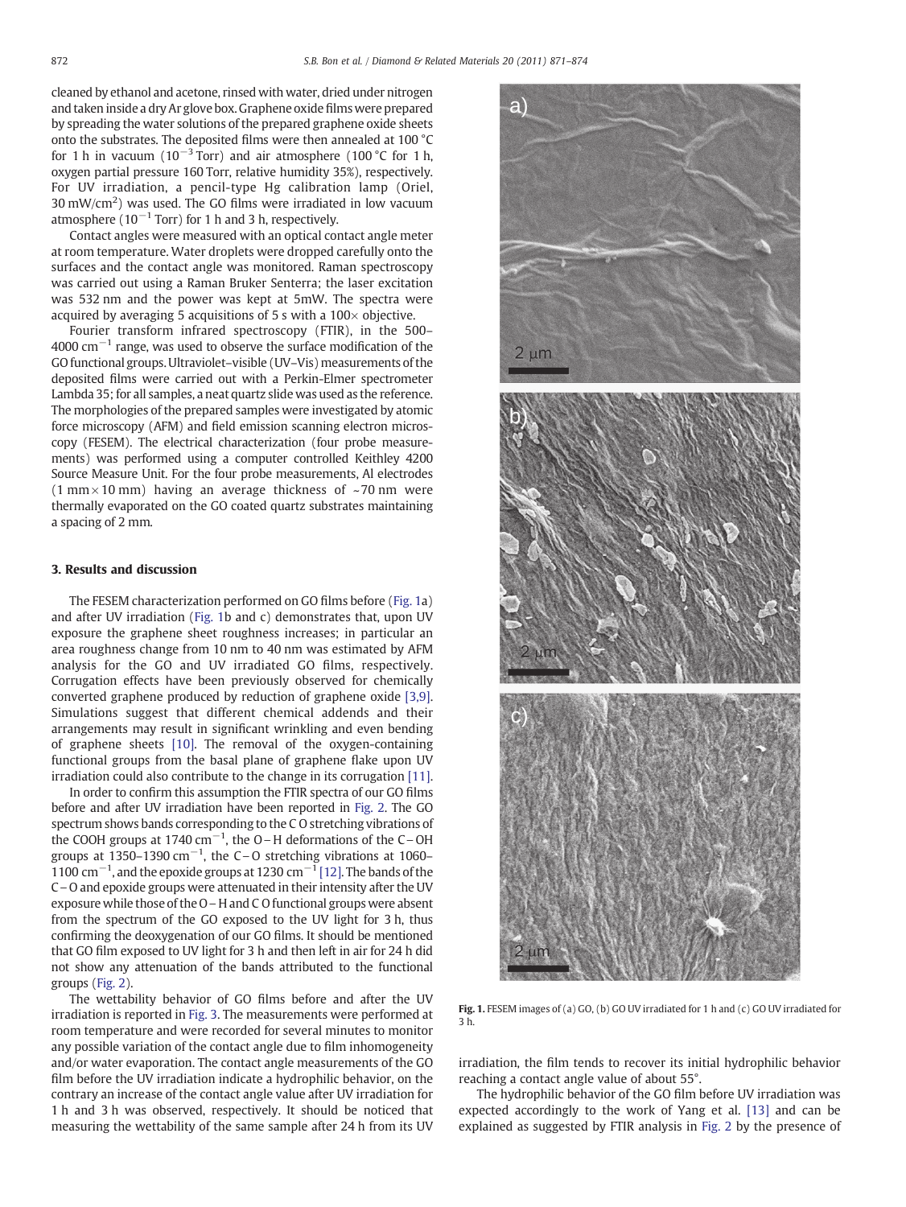cleaned by ethanol and acetone, rinsed with water, dried under nitrogen and taken inside a dry Ar glove box. Graphene oxide films were prepared by spreading the water solutions of the prepared graphene oxide sheets onto the substrates. The deposited films were then annealed at 100 °C for 1 h in vacuum ($10^{-3}$ Torr) and air atmosphere (100 °C for 1 h, oxygen partial pressure 160 Torr, relative humidity 35%), respectively. For UV irradiation, a pencil-type Hg calibration lamp (Oriel, 30 mW/cm$^2$) was used. The GO films were irradiated in low vacuum atmosphere ($10^{-1}$ Torr) for 1 h and 3 h, respectively.

Contact angles were measured with an optical contact angle meter at room temperature. Water droplets were dropped carefully onto the surfaces and the contact angle was monitored. Raman spectroscopy was carried out using a Raman Bruker Senterra; the laser excitation was 532 nm and the power was kept at 5mW. The spectra were acquired by averaging 5 acquisitions of 5 s with a 100× objective.

Fourier transform infrared spectroscopy (FTIR), in the 500–4000 cm$^{-1}$ range, was used to observe the surface modification of the GO functional groups. Ultraviolet-visible (UV–Vis) measurements of the deposited films were carried out with a Perkin-Elmer spectrometer Lambda 35; for all samples, a neat quartz slide was used as the reference. The morphologies of the prepared samples were investigated by atomic force microscopy (AFM) and field emission scanning electron microscopy (FESEM). The electrical characterization (four probe measurements) was performed using a computer controlled Keithley 4200 Source Measure Unit. For the four probe measurements, Al electrodes (1 mm × 10 mm) having an average thickness of ~70 nm were thermally evaporated on the GO coated quartz substrates maintaining a spacing of 2 mm.

## 3. Results and discussion

The FESEM characterization performed on GO films before (Fig. 1a) and after UV irradiation (Fig. 1b and c) demonstrates that, upon UV exposure the graphene sheet roughness increases; in particular an area roughness change from 10 nm to 40 nm was estimated by AFM analysis for the GO and UV irradiated GO films, respectively. Corrugation effects have been previously observed for chemically converted graphene produced by reduction of graphene oxide [3,9]. Simulations suggest that different chemical addends and their arrangements may result in significant wrinkling and even bending of graphene sheets [10]. The removal of the oxygen-containing functional groups from the basal plane of graphene flake upon UV irradiation could also contribute to the change in its corrugation [11].

In order to confirm this assumption the FTIR spectra of our GO films before and after UV irradiation have been reported in Fig. 2. The GO spectrum shows bands corresponding to the C O stretching vibrations of the COOH groups at 1740 cm$^{-1}$, the O – H deformations of the C – OH groups at 1350–1390 cm$^{-1}$, the C – O stretching vibrations at 1060–1100 cm$^{-1}$, and the epoxide groups at 1230 cm$^{-1}$ [12]. The bands of the C – O and epoxide groups were attenuated in their intensity after the UV exposure while those of the O – H and C O functional groups were absent from the spectrum of the GO exposed to the UV light for 3 h, thus confirming the deoxygenation of our GO films. It should be mentioned that GO film exposed to UV light for 3 h and then left in air for 24 h did not show any attenuation of the bands attributed to the functional groups (Fig. 2).

The wettability behavior of GO films before and after the UV irradiation is reported in Fig. 3. The measurements were performed at room temperature and were recorded for several minutes to monitor any possible variation of the contact angle due to film inhomogeneity and/or water evaporation. The contact angle measurements of the GO film before the UV irradiation indicate a hydrophilic behavior, on the contrary an increase of the contact angle value after UV irradiation for 1 h and 3 h was observed, respectively. It should be noticed that measuring the wettability of the same sample after 24 h from its UV irradiation, the film tends to recover its initial hydrophilic behavior reaching a contact angle value of about 55°.

The hydrophilic behavior of the GO film before UV irradiation was expected accordingly to the work of Yang et al. [13] and can be explained as suggested by FTIR analysis in Fig. 2 by the presence of

Fig. 1. FESEM images of (a) GO, (b) GO UV irradiated for 1 h and (c) GO UV irradiated for 3 h.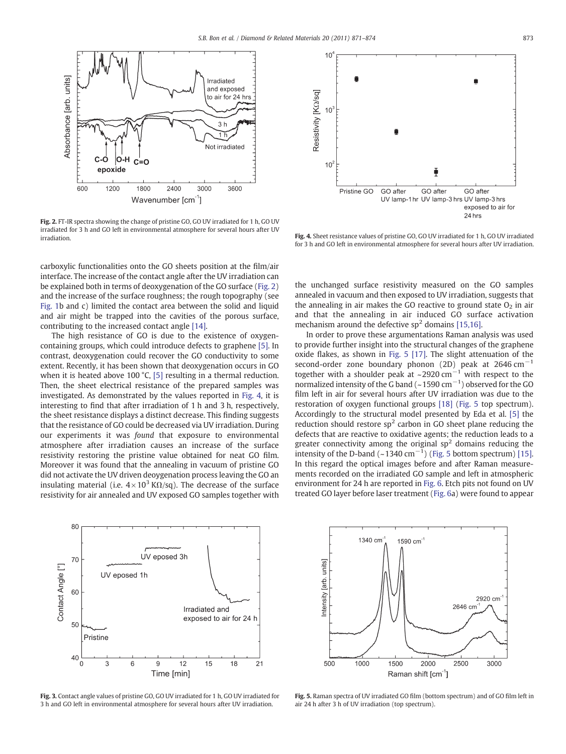Fig. 2. FT-IR spectra showing the change of pristine GO, GO UV irradiated for 1 h, GO UV irradiated for 3 h and GO left in environmental atmosphere for several hours after UV irradiation.

Fig. 4. Sheet resistance values of pristine GO, GO UV irradiated for 1 h, GO UV irradiated for 3 h and GO left in environmental atmosphere for several hours after UV irradiation.

carboxylic functionalities onto the GO sheets position at the film/air interface. The increase of the contact angle after the UV irradiation can be explained both in terms of deoxygenation of the GO surface (Fig. 2) and the increase of the surface roughness; the rough topography (see Fig. 1b and c) limited the contact area between the solid and liquid and air might be trapped into the cavities of the porous surface, contributing to the increased contact angle [14].

The high resistance of GO is due to the existence of oxygen-containing groups, which could introduce defects to graphene [5]. In contrast, deoxygenation could recover the GO conductivity to some extent. Recently, it has been shown that deoxygenation occurs in GO when it is heated above 100 °C, [5] resulting in a thermal reduction. Then, the sheet electrical resistance of the prepared samples was investigated. As demonstrated by the values reported in Fig. 4, it is interesting to find that after irradiation of 1 h and 3 h, respectively, the sheet resistance displays a distinct decrease. This finding suggests that the resistance of GO could be decreased via UV irradiation. During our experiments it was *found* that exposure to environmental atmosphere after irradiation causes an increase of the surface resistivity restoring the pristine value obtained for neat GO film. Moreover it was found that the annealing in vacuum of pristine GO did not activate the UV driven deoygenation process leaving the GO an insulating material (i.e. $4\times10^3$ KΩ/sq). The decrease of the surface resistivity for air annealed and UV exposed GO samples together with the unchanged surface resistivity measured on the GO samples annealed in vacuum and then exposed to UV irradiation, suggests that the annealing in air makes the GO reactive to ground state $O_2$ in air and that the annealing in air induced GO surface activation mechanism around the defective $sp^2$ domains [15,16].

In order to prove these argumentations Raman analysis was used to provide further insight into the structural changes of the graphene oxide flakes, as shown in Fig. 5 [17]. The slight attenuation of the second-order zone boundary phonon (2D) peak at 2646 $cm^{-1}$ together with a shoulder peak at ~2920 $cm^{-1}$ with respect to the normalized intensity of the G band (~1590 $cm^{-1}$) observed for the GO film left in air for several hours after UV irradiation was due to the restoration of oxygen functional groups [18] (Fig. 5 top spectrum). Accordingly to the structural model presented by Eda et al. [5] the reduction should restore $sp^2$ carbon in GO sheet plane reducing the defects that are reactive to oxidative agents; the reduction leads to a greater connectivity among the original $sp^2$ domains reducing the intensity of the D-band (~1340 $cm^{-1}$) (Fig. 5 bottom spectrum) [15]. In this regard the optical images before and after Raman measurements recorded on the irradiated GO sample and left in atmospheric environment for 24 h are reported in Fig. 6. Etch pits not found on UV treated GO layer before laser treatment (Fig. 6a) were found to appear

Fig. 3. Contact angle values of pristine GO, GO UV irradiated for 1 h, GO UV irradiated for 3 h and GO left in environmental atmosphere for several hours after UV irradiation.

Fig. 5. Raman spectra of UV irradiated GO film (bottom spectrum) and of GO film left in air 24 h after 3 h of UV irradiation (top spectrum).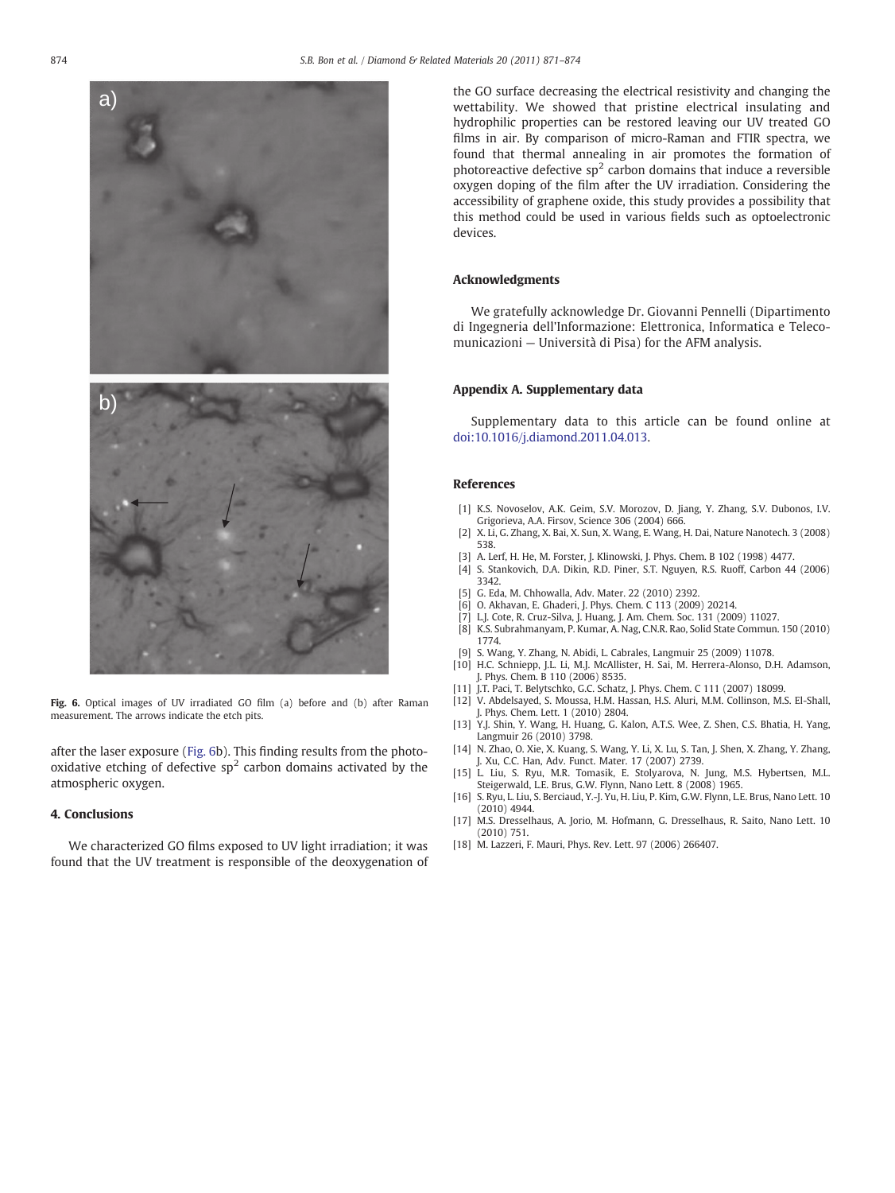a)

b)

**Fig. 6.** Optical images of UV irradiated GO film (a) before and (b) after Raman measurement. The arrows indicate the etch pits.

after the laser exposure (Fig. 6b). This finding results from the photo-oxidative etching of defective $sp^2$ carbon domains activated by the atmospheric oxygen.

## 4. Conclusions

We characterized GO films exposed to UV light irradiation; it was found that the UV treatment is responsible of the deoxygenation of the GO surface decreasing the electrical resistivity and changing the wettability. We showed that pristine electrical insulating and hydrophilic properties can be restored leaving our UV treated GO films in air. By comparison of micro-Raman and FTIR spectra, we found that thermal annealing in air promotes the formation of photoreactive defective $sp^2$ carbon domains that induce a reversible oxygen doping of the film after the UV irradiation. Considering the accessibility of graphene oxide, this study provides a possibility that this method could be used in various fields such as optoelectronic devices.

## Acknowledgments

We gratefully acknowledge Dr. Giovanni Pennelli (Dipartimento di Ingegneria dell'Informazione: Elettronica, Informatica e Telecomunicazioni — Università di Pisa) for the AFM analysis.

## Appendix A. Supplementary data

Supplementary data to this article can be found online at doi:10.1016/j.diamond.2011.04.013.

## References

[1] K.S. Novoselov, A.K. Geim, S.V. Morozov, D. Jiang, Y. Zhang, S.V. Dubonos, I.V. Grigorieva, A.A. Firsov, Science 306 (2004) 666.
[2] X. Li, G. Zhang, X. Bai, X. Sun, X. Wang, E. Wang, H. Dai, Nature Nanotech. 3 (2008) 538.
[3] A. Lerf, H. He, M. Forster, J. Klinowski, J. Phys. Chem. B 102 (1998) 4477.
[4] S. Stankovich, D.A. Dikin, R.D. Piner, S.T. Nguyen, R.S. Ruoff, Carbon 44 (2006) 3342.
[5] G. Eda, M. Chhowalla, Adv. Mater. 22 (2010) 2392.
[6] O. Akhavan, E. Ghaderi, J. Phys. Chem. C 113 (2009) 20214.
[7] L.J. Cote, R. Cruz-Silva, J. Huang, J. Am. Chem. Soc. 131 (2009) 11027.
[8] K.S. Subrahmanyam, P. Kumar, A. Nag, C.N.R. Rao, Solid State Commun. 150 (2010) 1774.
[9] S. Wang, Y. Zhang, N. Abidi, L. Cabrales, Langmuir 25 (2009) 11078.
[10] H.C. Schniepp, J.L. Li, M.J. McAllister, H. Sai, M. Herrera-Alonso, D.H. Adamson, J. Phys. Chem. B 110 (2006) 8535.
[11] J.T. Paci, T. Belytschko, G.C. Schatz, J. Phys. Chem. C 111 (2007) 18099.
[12] V. Abdelsayed, S. Moussa, H.M. Hassan, H.S. Aluri, M.M. Collinson, M.S. El-Shall, J. Phys. Chem. Lett. 1 (2010) 2804.
[13] Y.J. Shin, Y. Wang, H. Huang, G. Kalon, A.T.S. Wee, Z. Shen, C.S. Bhatia, H. Yang, Langmuir 26 (2010) 3798.
[14] N. Zhao, O. Xie, X. Kuang, S. Wang, Y. Li, X. Lu, S. Tan, J. Shen, X. Zhang, Y. Zhang, J. Xu, C.C. Han, Adv. Funct. Mater. 17 (2007) 2739.
[15] L. Liu, S. Ryu, M.R. Tomasik, E. Stolyarova, N. Jung, M.S. Hybertsen, M.L. Steigerwald, L.E. Brus, G.W. Flynn, Nano Lett. 8 (2008) 1965.
[16] S. Ryu, L. Liu, S. Berciaud, Y.-J. Yu, H. Liu, P. Kim, G.W. Flynn, L.E. Brus, Nano Lett. 10 (2010) 4944.
[17] M.S. Dresselhaus, A. Jorio, M. Hofmann, G. Dresselhaus, R. Saito, Nano Lett. 10 (2010) 751.
[18] M. Lazzeri, F. Mauri, Phys. Rev. Lett. 97 (2006) 266407.